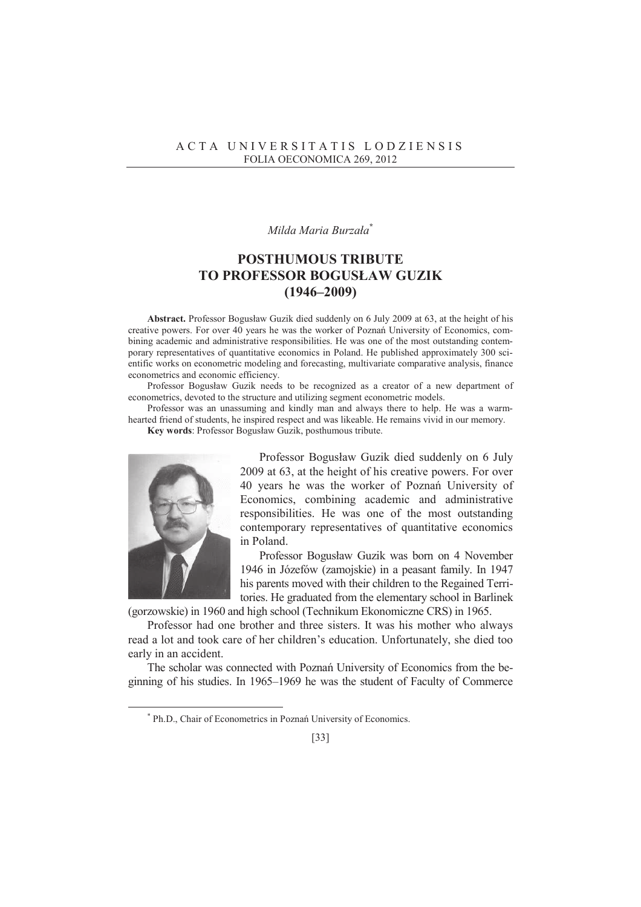*Milda Maria Burzała*[*]

# POSTHUMOUS TRIBUTE TO PROFESSOR BOGUSŁAW GUZIK (1946–2009)

**Abstract.** Professor Bogusław Guzik died suddenly on 6 July 2009 at 63, at the height of his creative powers. For over 40 years he was the worker of Poznań University of Economics, combining academic and administrative responsibilities. He was one of the most outstanding contemporary representatives of quantitative economics in Poland. He published approximately 300 scientific works on econometric modeling and forecasting, multivariate comparative analysis, finance econometrics and economic efficiency.

Professor Bogusław Guzik needs to be recognized as a creator of a new department of econometrics, devoted to the structure and utilizing segment econometric models.

Professor was an unassuming and kindly man and always there to help. He was a warm-hearted friend of students, he inspired respect and was likeable. He remains vivid in our memory.

**Key words**: Professor Bogusław Guzik, posthumous tribute.

Professor Bogusław Guzik died suddenly on 6 July 2009 at 63, at the height of his creative powers. For over 40 years he was the worker of Poznań University of Economics, combining academic and administrative responsibilities. He was one of the most outstanding contemporary representatives of quantitative economics in Poland.

Professor Bogusław Guzik was born on 4 November 1946 in Józefów (zamojskie) in a peasant family. In 1947 his parents moved with their children to the Regained Territories. He graduated from the elementary school in Barlinek (gorzowskie) in 1960 and high school (Technikum Ekonomiczne CRS) in 1965.

Professor had one brother and three sisters. It was his mother who always read a lot and took care of her children's education. Unfortunately, she died too early in an accident.

The scholar was connected with Poznań University of Economics from the beginning of his studies. In 1965–1969 he was the student of Faculty of Commerce

[*] Ph.D., Chair of Econometrics in Poznań University of Economics.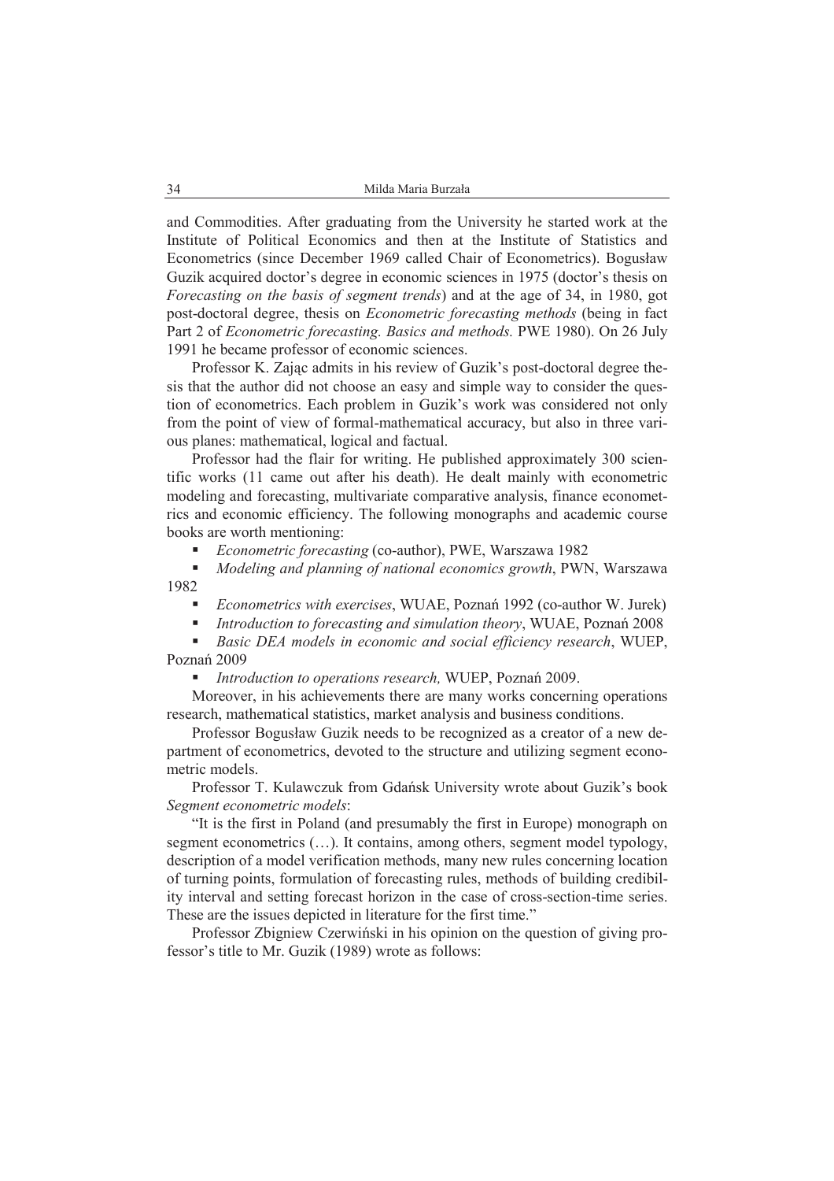and Commodities. After graduating from the University he started work at the Institute of Political Economics and then at the Institute of Statistics and Econometrics (since December 1969 called Chair of Econometrics). Bogusław Guzik acquired doctor's degree in economic sciences in 1975 (doctor's thesis on *Forecasting on the basis of segment trends*) and at the age of 34, in 1980, got post-doctoral degree, thesis on *Econometric forecasting methods* (being in fact Part 2 of *Econometric forecasting. Basics and methods.* PWE 1980). On 26 July 1991 he became professor of economic sciences.

Professor K. Zając admits in his review of Guzik's post-doctoral degree thesis that the author did not choose an easy and simple way to consider the question of econometrics. Each problem in Guzik's work was considered not only from the point of view of formal-mathematical accuracy, but also in three various planes: mathematical, logical and factual.

Professor had the flair for writing. He published approximately 300 scientific works (11 came out after his death). He dealt mainly with econometric modeling and forecasting, multivariate comparative analysis, finance econometrics and economic efficiency. The following monographs and academic course books are worth mentioning:

- *Econometric forecasting* (co-author), PWE, Warszawa 1982
- *Modeling and planning of national economics growth*, PWN, Warszawa 1982
- *Econometrics with exercises*, WUAE, Poznań 1992 (co-author W. Jurek)
- *Introduction to forecasting and simulation theory*, WUAE, Poznań 2008
- *Basic DEA models in economic and social efficiency research*, WUEP, Poznań 2009
- *Introduction to operations research,* WUEP, Poznań 2009.

Moreover, in his achievements there are many works concerning operations research, mathematical statistics, market analysis and business conditions.

Professor Bogusław Guzik needs to be recognized as a creator of a new department of econometrics, devoted to the structure and utilizing segment econometric models.

Professor T. Kulawczuk from Gdańsk University wrote about Guzik's book *Segment econometric models*:

"It is the first in Poland (and presumably the first in Europe) monograph on segment econometrics (…). It contains, among others, segment model typology, description of a model verification methods, many new rules concerning location of turning points, formulation of forecasting rules, methods of building credibility interval and setting forecast horizon in the case of cross-section-time series. These are the issues depicted in literature for the first time."

Professor Zbigniew Czerwiński in his opinion on the question of giving professor's title to Mr. Guzik (1989) wrote as follows: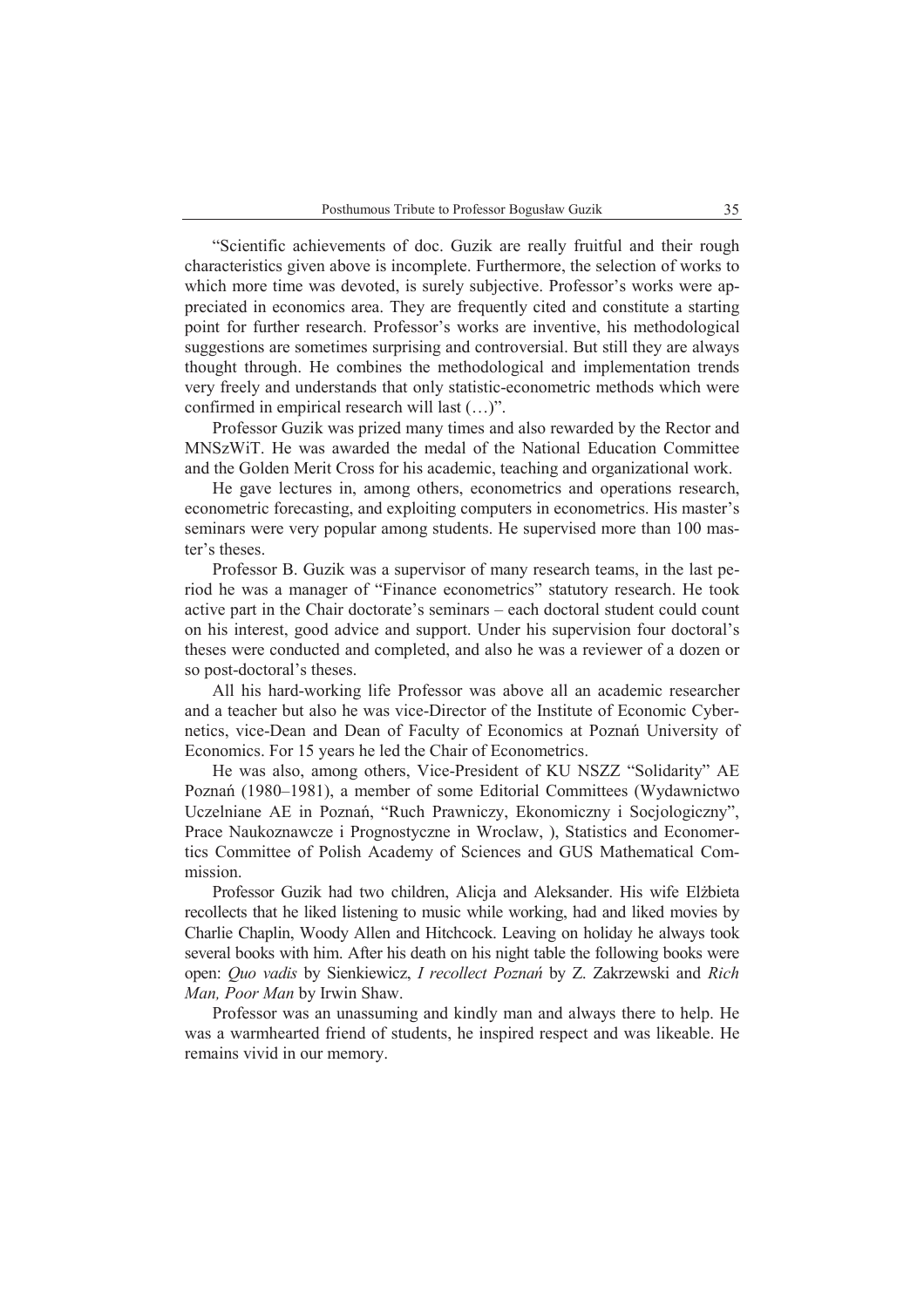"Scientific achievements of doc. Guzik are really fruitful and their rough characteristics given above is incomplete. Furthermore, the selection of works to which more time was devoted, is surely subjective. Professor's works were appreciated in economics area. They are frequently cited and constitute a starting point for further research. Professor's works are inventive, his methodological suggestions are sometimes surprising and controversial. But still they are always thought through. He combines the methodological and implementation trends very freely and understands that only statistic-econometric methods which were confirmed in empirical research will last (…)".

Professor Guzik was prized many times and also rewarded by the Rector and MNSzWiT. He was awarded the medal of the National Education Committee and the Golden Merit Cross for his academic, teaching and organizational work.

He gave lectures in, among others, econometrics and operations research, econometric forecasting, and exploiting computers in econometrics. His master's seminars were very popular among students. He supervised more than 100 master's theses.

Professor B. Guzik was a supervisor of many research teams, in the last period he was a manager of "Finance econometrics" statutory research. He took active part in the Chair doctorate's seminars – each doctoral student could count on his interest, good advice and support. Under his supervision four doctoral's theses were conducted and completed, and also he was a reviewer of a dozen or so post-doctoral's theses.

All his hard-working life Professor was above all an academic researcher and a teacher but also he was vice-Director of the Institute of Economic Cybernetics, vice-Dean and Dean of Faculty of Economics at Poznań University of Economics. For 15 years he led the Chair of Econometrics.

He was also, among others, Vice-President of KU NSZZ "Solidarity" AE Poznań (1980–1981), a member of some Editorial Committees (Wydawnictwo Uczelniane AE in Poznań, "Ruch Prawniczy, Ekonomiczny i Socjologiczny", Prace Naukoznawcze i Prognostyczne in Wroclaw, ), Statistics and Econometrics Committee of Polish Academy of Sciences and GUS Mathematical Commission.

Professor Guzik had two children, Alicja and Aleksander. His wife Elżbieta recollects that he liked listening to music while working, had and liked movies by Charlie Chaplin, Woody Allen and Hitchcock. Leaving on holiday he always took several books with him. After his death on his night table the following books were open: *Quo vadis* by Sienkiewicz, *I recollect Poznań* by Z. Zakrzewski and *Rich Man, Poor Man* by Irwin Shaw.

Professor was an unassuming and kindly man and always there to help. He was a warmhearted friend of students, he inspired respect and was likeable. He remains vivid in our memory.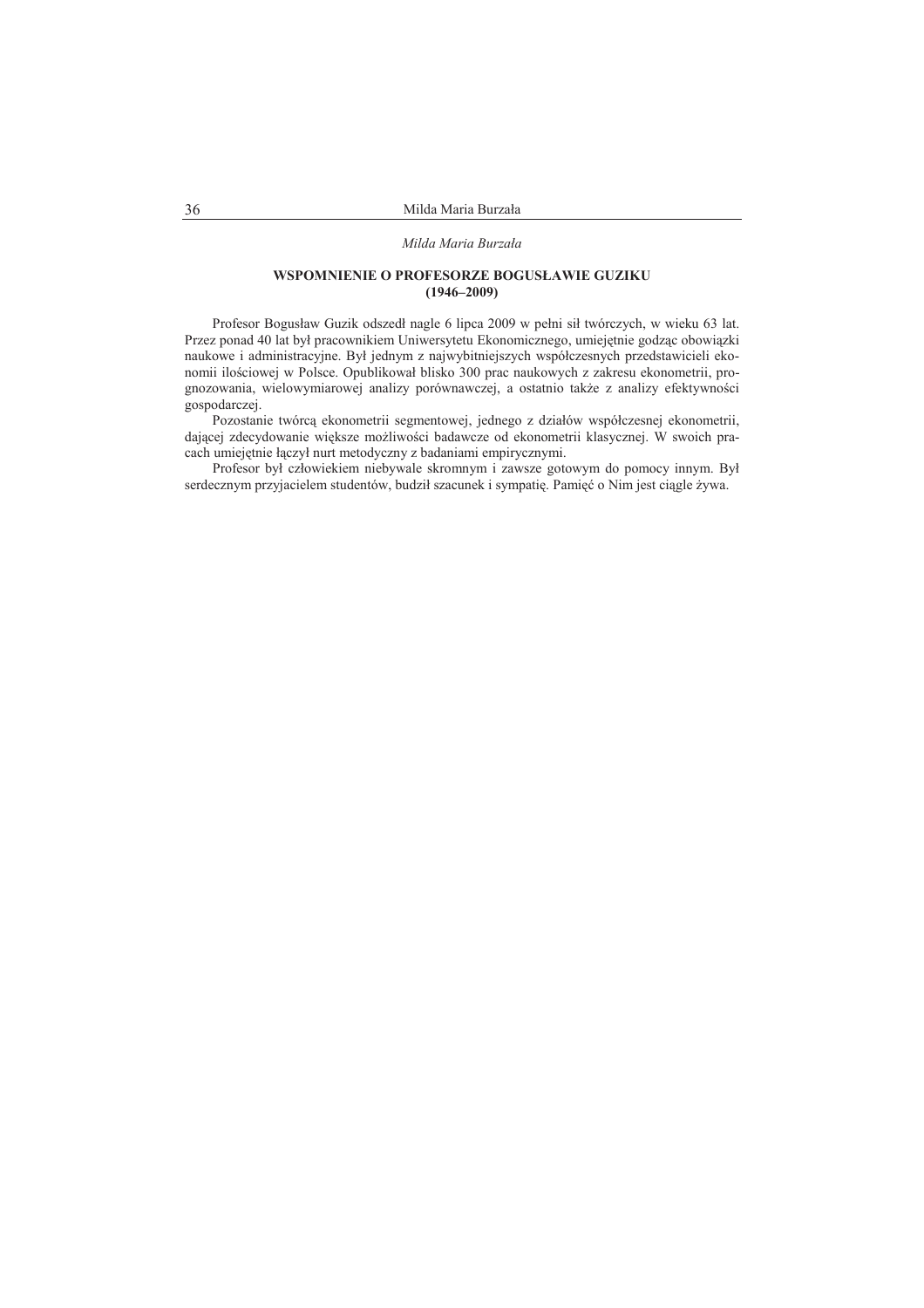*Milda Maria Burzała*

## WSPOMNIENIE O PROFESORZE BOGUSŁAWIE GUZIKU (1946–2009)

Profesor Bogusław Guzik odszedł nagle 6 lipca 2009 w pełni sił twórczych, w wieku 63 lat. Przez ponad 40 lat był pracownikiem Uniwersytetu Ekonomicznego, umiejętnie godząc obowiązki naukowe i administracyjne. Był jednym z najwybitniejszych współczesnych przedstawicieli ekonomii ilościowej w Polsce. Opublikował blisko 300 prac naukowych z zakresu ekonometrii, prognozowania, wielowymiarowej analizy porównawczej, a ostatnio także z analizy efektywności gospodarczej.

Pozostanie twórcą ekonometrii segmentowej, jednego z działów współczesnej ekonometrii, dającej zdecydowanie większe możliwości badawcze od ekonometrii klasycznej. W swoich pracach umiejętnie łączył nurt metodyczny z badaniami empirycznymi.

Profesor był człowiekiem niebywale skromnym i zawsze gotowym do pomocy innym. Był serdecznym przyjacielem studentów, budził szacunek i sympatię. Pamięć o Nim jest ciągle żywa.